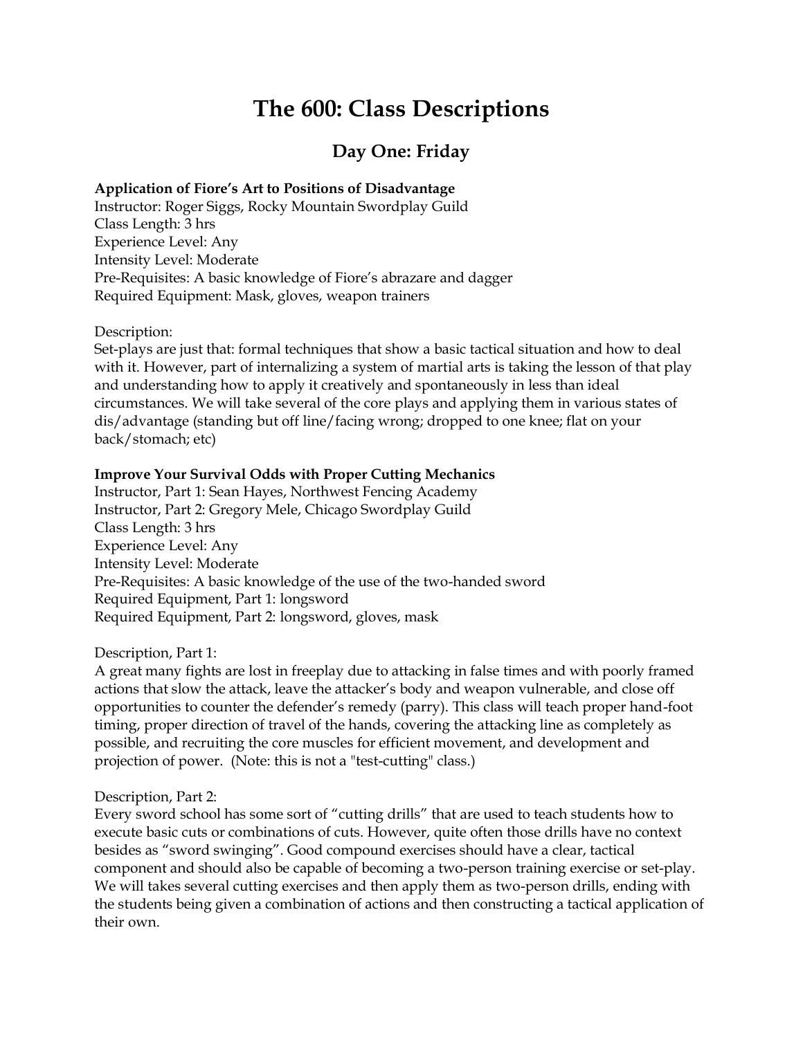# The 600: Class Descriptions

## Day One: Friday

**Application of Fiore's Art to Positions of Disadvantage**
Instructor: Roger Siggs, Rocky Mountain Swordplay Guild
Class Length: 3 hrs
Experience Level: Any
Intensity Level: Moderate
Pre-Requisites: A basic knowledge of Fiore's abrazare and dagger
Required Equipment: Mask, gloves, weapon trainers

Description:
Set-plays are just that: formal techniques that show a basic tactical situation and how to deal with it. However, part of internalizing a system of martial arts is taking the lesson of that play and understanding how to apply it creatively and spontaneously in less than ideal circumstances. We will take several of the core plays and applying them in various states of dis/advantage (standing but off line/facing wrong; dropped to one knee; flat on your back/stomach; etc)

**Improve Your Survival Odds with Proper Cutting Mechanics**
Instructor, Part 1: Sean Hayes, Northwest Fencing Academy
Instructor, Part 2: Gregory Mele, Chicago Swordplay Guild
Class Length: 3 hrs
Experience Level: Any
Intensity Level: Moderate
Pre-Requisites: A basic knowledge of the use of the two-handed sword
Required Equipment, Part 1: longsword
Required Equipment, Part 2: longsword, gloves, mask

Description, Part 1:
A great many fights are lost in freeplay due to attacking in false times and with poorly framed actions that slow the attack, leave the attacker's body and weapon vulnerable, and close off opportunities to counter the defender's remedy (parry). This class will teach proper hand-foot timing, proper direction of travel of the hands, covering the attacking line as completely as possible, and recruiting the core muscles for efficient movement, and development and projection of power. (Note: this is not a "test-cutting" class.)

Description, Part 2:
Every sword school has some sort of "cutting drills" that are used to teach students how to execute basic cuts or combinations of cuts. However, quite often those drills have no context besides as "sword swinging". Good compound exercises should have a clear, tactical component and should also be capable of becoming a two-person training exercise or set-play. We will takes several cutting exercises and then apply them as two-person drills, ending with the students being given a combination of actions and then constructing a tactical application of their own.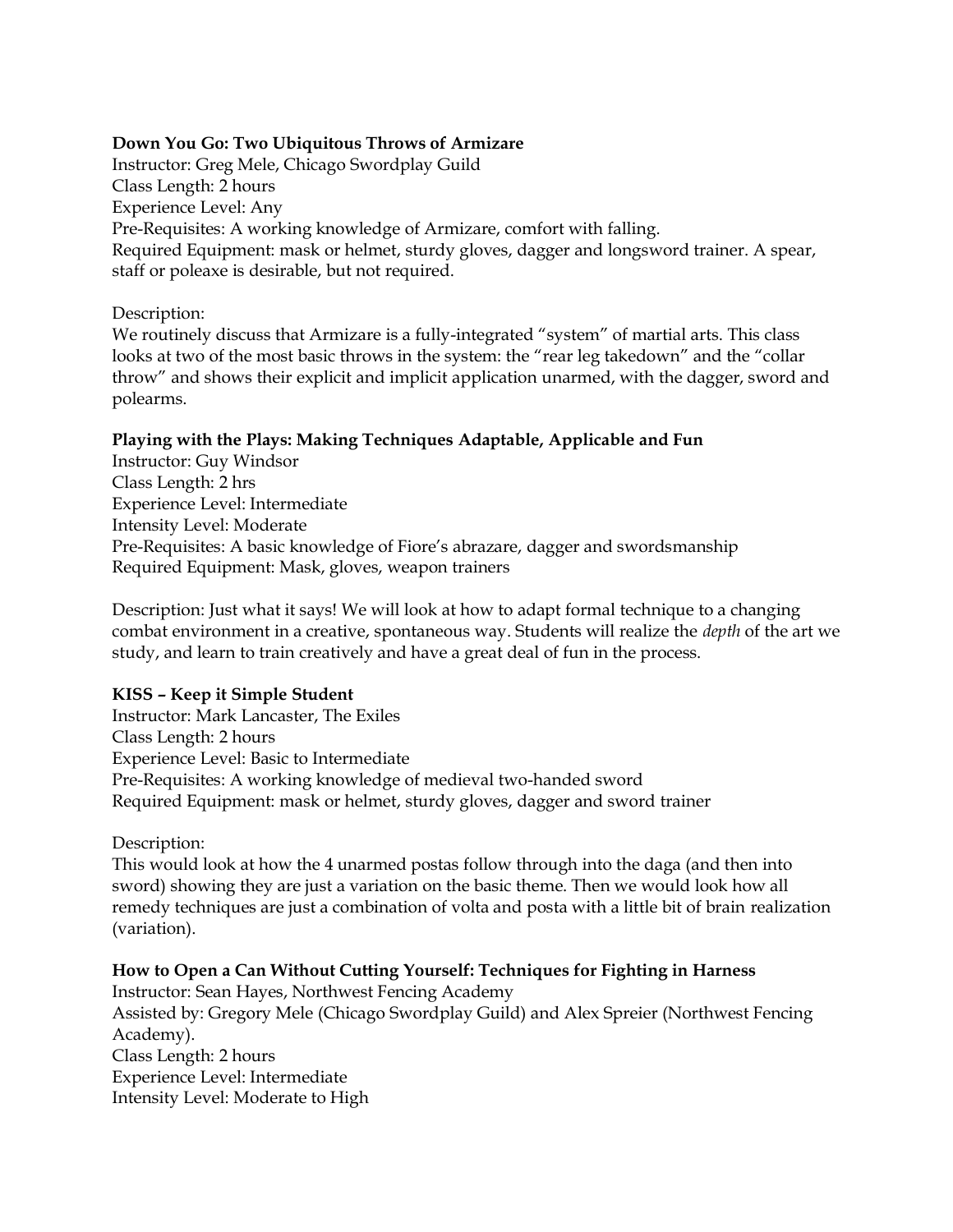**Down You Go: Two Ubiquitous Throws of Armizare**
Instructor: Greg Mele, Chicago Swordplay Guild
Class Length: 2 hours
Experience Level: Any
Pre-Requisites: A working knowledge of Armizare, comfort with falling.
Required Equipment: mask or helmet, sturdy gloves, dagger and longsword trainer. A spear, staff or poleaxe is desirable, but not required.

Description:
We routinely discuss that Armizare is a fully-integrated "system" of martial arts. This class looks at two of the most basic throws in the system: the "rear leg takedown" and the "collar throw" and shows their explicit and implicit application unarmed, with the dagger, sword and polearms.

**Playing with the Plays: Making Techniques Adaptable, Applicable and Fun**
Instructor: Guy Windsor
Class Length: 2 hrs
Experience Level: Intermediate
Intensity Level: Moderate
Pre-Requisites: A basic knowledge of Fiore's abrazare, dagger and swordsmanship
Required Equipment: Mask, gloves, weapon trainers

Description: Just what it says! We will look at how to adapt formal technique to a changing combat environment in a creative, spontaneous way. Students will realize the *depth* of the art we study, and learn to train creatively and have a great deal of fun in the process.

**KISS – Keep it Simple Student**
Instructor: Mark Lancaster, The Exiles
Class Length: 2 hours
Experience Level: Basic to Intermediate
Pre-Requisites: A working knowledge of medieval two-handed sword
Required Equipment: mask or helmet, sturdy gloves, dagger and sword trainer

Description:
This would look at how the 4 unarmed postas follow through into the daga (and then into sword) showing they are just a variation on the basic theme. Then we would look how all remedy techniques are just a combination of volta and posta with a little bit of brain realization (variation).

**How to Open a Can Without Cutting Yourself: Techniques for Fighting in Harness**
Instructor: Sean Hayes, Northwest Fencing Academy
Assisted by: Gregory Mele (Chicago Swordplay Guild) and Alex Spreier (Northwest Fencing Academy).
Class Length: 2 hours
Experience Level: Intermediate
Intensity Level: Moderate to High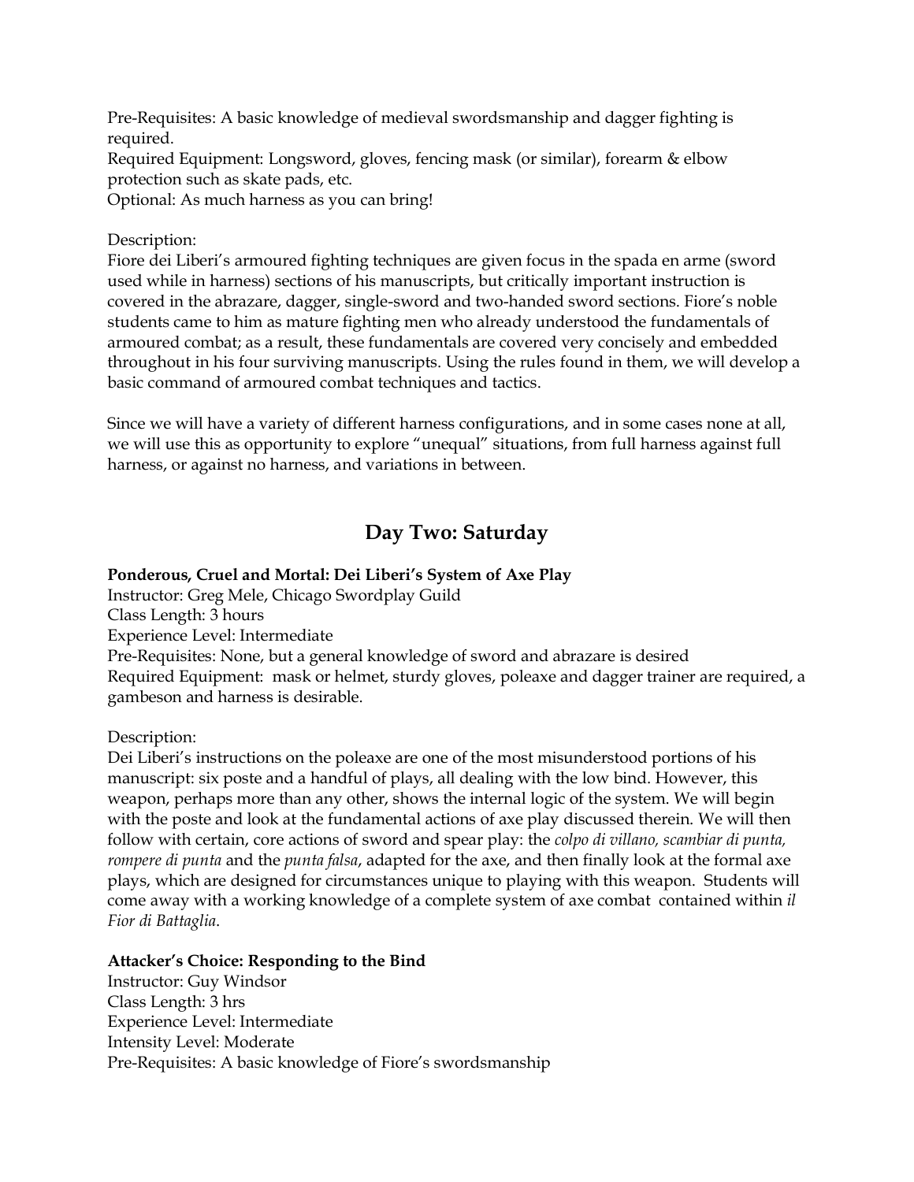Pre-Requisites: A basic knowledge of medieval swordsmanship and dagger fighting is required.
Required Equipment: Longsword, gloves, fencing mask (or similar), forearm & elbow protection such as skate pads, etc.
Optional: As much harness as you can bring!

Description:
Fiore dei Liberi's armoured fighting techniques are given focus in the spada en arme (sword used while in harness) sections of his manuscripts, but critically important instruction is covered in the abrazare, dagger, single-sword and two-handed sword sections. Fiore's noble students came to him as mature fighting men who already understood the fundamentals of armoured combat; as a result, these fundamentals are covered very concisely and embedded throughout in his four surviving manuscripts. Using the rules found in them, we will develop a basic command of armoured combat techniques and tactics.

Since we will have a variety of different harness configurations, and in some cases none at all, we will use this as opportunity to explore "unequal" situations, from full harness against full harness, or against no harness, and variations in between.

## Day Two: Saturday

**Ponderous, Cruel and Mortal: Dei Liberi's System of Axe Play**
Instructor: Greg Mele, Chicago Swordplay Guild
Class Length: 3 hours
Experience Level: Intermediate
Pre-Requisites: None, but a general knowledge of sword and abrazare is desired
Required Equipment: mask or helmet, sturdy gloves, poleaxe and dagger trainer are required, a gambeson and harness is desirable.

Description:
Dei Liberi's instructions on the poleaxe are one of the most misunderstood portions of his manuscript: six poste and a handful of plays, all dealing with the low bind. However, this weapon, perhaps more than any other, shows the internal logic of the system. We will begin with the poste and look at the fundamental actions of axe play discussed therein. We will then follow with certain, core actions of sword and spear play: the *colpo di villano, scambiar di punta, rompere di punta* and the *punta falsa*, adapted for the axe, and then finally look at the formal axe plays, which are designed for circumstances unique to playing with this weapon. Students will come away with a working knowledge of a complete system of axe combat contained within *il Fior di Battaglia*.

**Attacker's Choice: Responding to the Bind**
Instructor: Guy Windsor
Class Length: 3 hrs
Experience Level: Intermediate
Intensity Level: Moderate
Pre-Requisites: A basic knowledge of Fiore's swordsmanship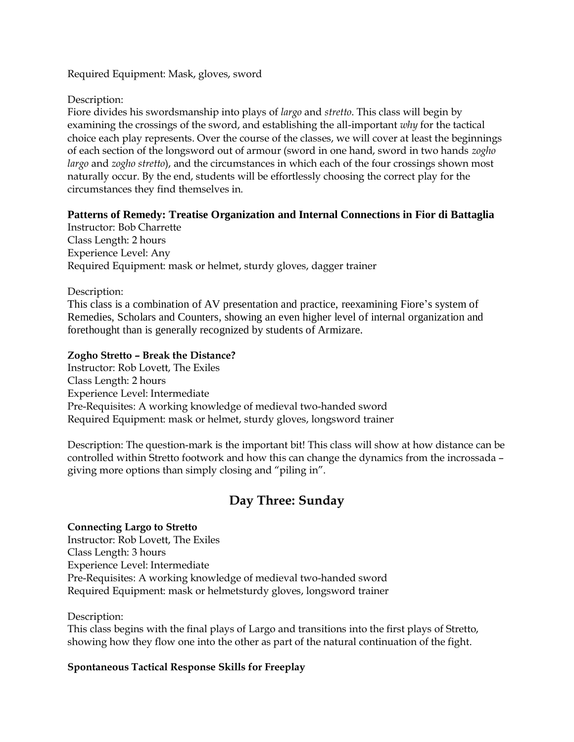Required Equipment: Mask, gloves, sword

Description:
Fiore divides his swordsmanship into plays of *largo* and *stretto*. This class will begin by examining the crossings of the sword, and establishing the all-important *why* for the tactical choice each play represents. Over the course of the classes, we will cover at least the beginnings of each section of the longsword out of armour (sword in one hand, sword in two hands *zogho largo* and *zogho stretto*), and the circumstances in which each of the four crossings shown most naturally occur. By the end, students will be effortlessly choosing the correct play for the circumstances they find themselves in.

**Patterns of Remedy: Treatise Organization and Internal Connections in Fior di Battaglia**
Instructor: Bob Charrette
Class Length: 2 hours
Experience Level: Any
Required Equipment: mask or helmet, sturdy gloves, dagger trainer

Description:
This class is a combination of AV presentation and practice, reexamining Fiore's system of Remedies, Scholars and Counters, showing an even higher level of internal organization and forethought than is generally recognized by students of Armizare.

**Zogho Stretto – Break the Distance?**
Instructor: Rob Lovett, The Exiles
Class Length: 2 hours
Experience Level: Intermediate
Pre-Requisites: A working knowledge of medieval two-handed sword
Required Equipment: mask or helmet, sturdy gloves, longsword trainer

Description: The question-mark is the important bit! This class will show at how distance can be controlled within Stretto footwork and how this can change the dynamics from the incrossada – giving more options than simply closing and "piling in".

## Day Three: Sunday

**Connecting Largo to Stretto**
Instructor: Rob Lovett, The Exiles
Class Length: 3 hours
Experience Level: Intermediate
Pre-Requisites: A working knowledge of medieval two-handed sword
Required Equipment: mask or helmetsturdy gloves, longsword trainer

Description:
This class begins with the final plays of Largo and transitions into the first plays of Stretto, showing how they flow one into the other as part of the natural continuation of the fight.

**Spontaneous Tactical Response Skills for Freeplay**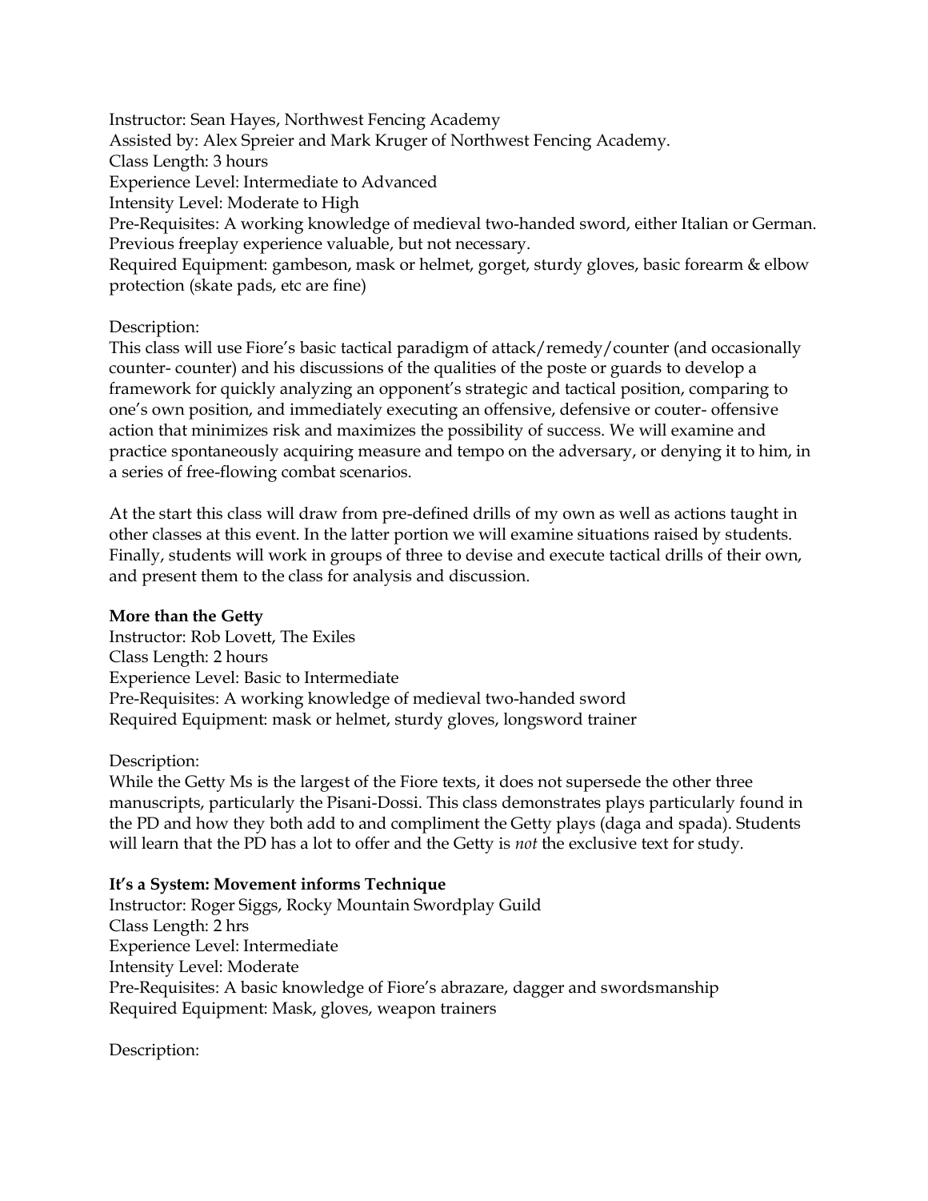Instructor: Sean Hayes, Northwest Fencing Academy
Assisted by: Alex Spreier and Mark Kruger of Northwest Fencing Academy.
Class Length: 3 hours
Experience Level: Intermediate to Advanced
Intensity Level: Moderate to High
Pre-Requisites: A working knowledge of medieval two-handed sword, either Italian or German. Previous freeplay experience valuable, but not necessary.
Required Equipment: gambeson, mask or helmet, gorget, sturdy gloves, basic forearm & elbow protection (skate pads, etc are fine)

Description:
This class will use Fiore's basic tactical paradigm of attack/remedy/counter (and occasionally counter- counter) and his discussions of the qualities of the poste or guards to develop a framework for quickly analyzing an opponent's strategic and tactical position, comparing to one's own position, and immediately executing an offensive, defensive or couter- offensive action that minimizes risk and maximizes the possibility of success. We will examine and practice spontaneously acquiring measure and tempo on the adversary, or denying it to him, in a series of free-flowing combat scenarios.

At the start this class will draw from pre-defined drills of my own as well as actions taught in other classes at this event. In the latter portion we will examine situations raised by students. Finally, students will work in groups of three to devise and execute tactical drills of their own, and present them to the class for analysis and discussion.

**More than the Getty**
Instructor: Rob Lovett, The Exiles
Class Length: 2 hours
Experience Level: Basic to Intermediate
Pre-Requisites: A working knowledge of medieval two-handed sword
Required Equipment: mask or helmet, sturdy gloves, longsword trainer

Description:
While the Getty Ms is the largest of the Fiore texts, it does not supersede the other three manuscripts, particularly the Pisani-Dossi. This class demonstrates plays particularly found in the PD and how they both add to and compliment the Getty plays (daga and spada). Students will learn that the PD has a lot to offer and the Getty is *not* the exclusive text for study.

**It's a System: Movement informs Technique**
Instructor: Roger Siggs, Rocky Mountain Swordplay Guild
Class Length: 2 hrs
Experience Level: Intermediate
Intensity Level: Moderate
Pre-Requisites: A basic knowledge of Fiore's abrazare, dagger and swordsmanship
Required Equipment: Mask, gloves, weapon trainers

Description: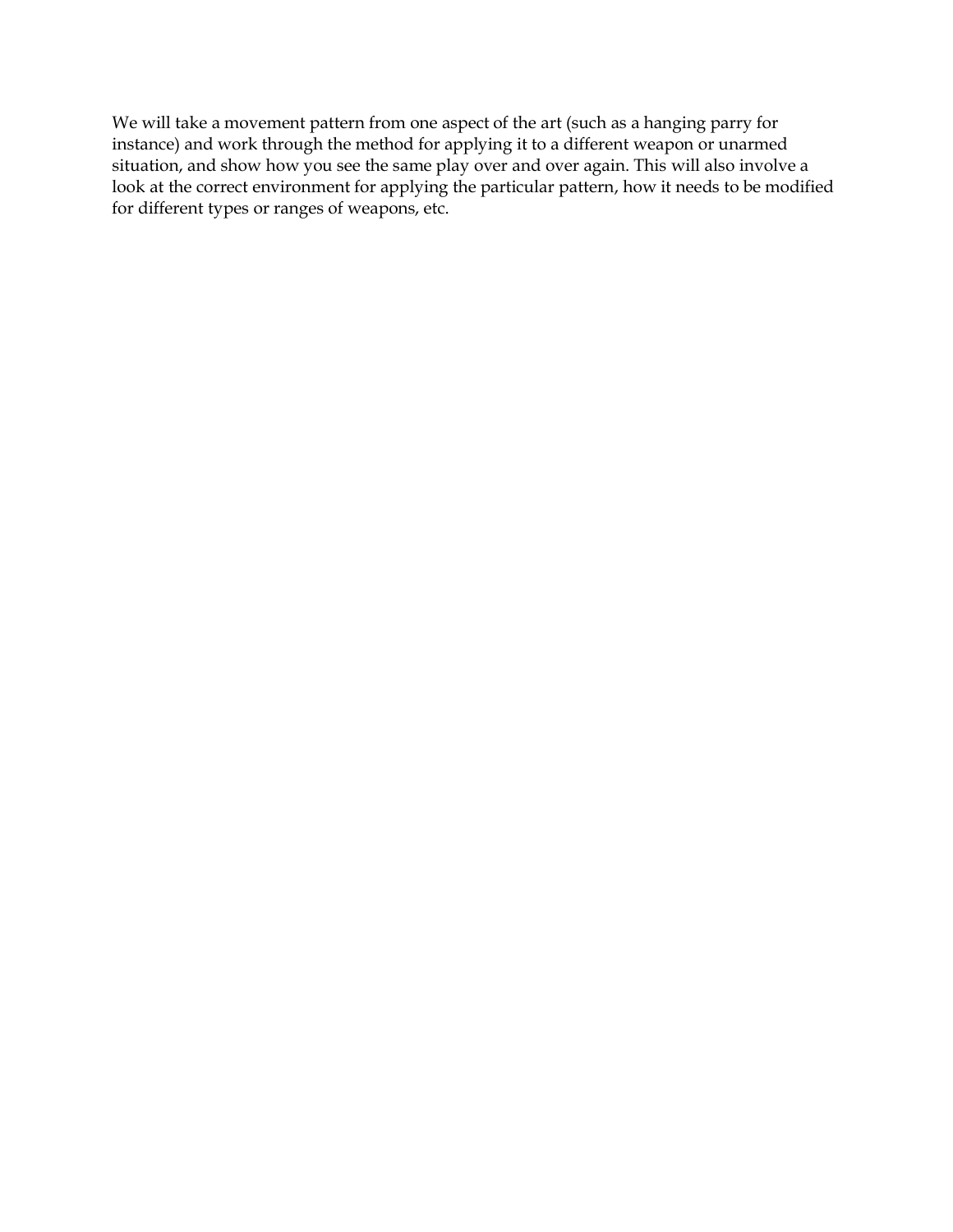We will take a movement pattern from one aspect of the art (such as a hanging parry for instance) and work through the method for applying it to a different weapon or unarmed situation, and show how you see the same play over and over again. This will also involve a look at the correct environment for applying the particular pattern, how it needs to be modified for different types or ranges of weapons, etc.